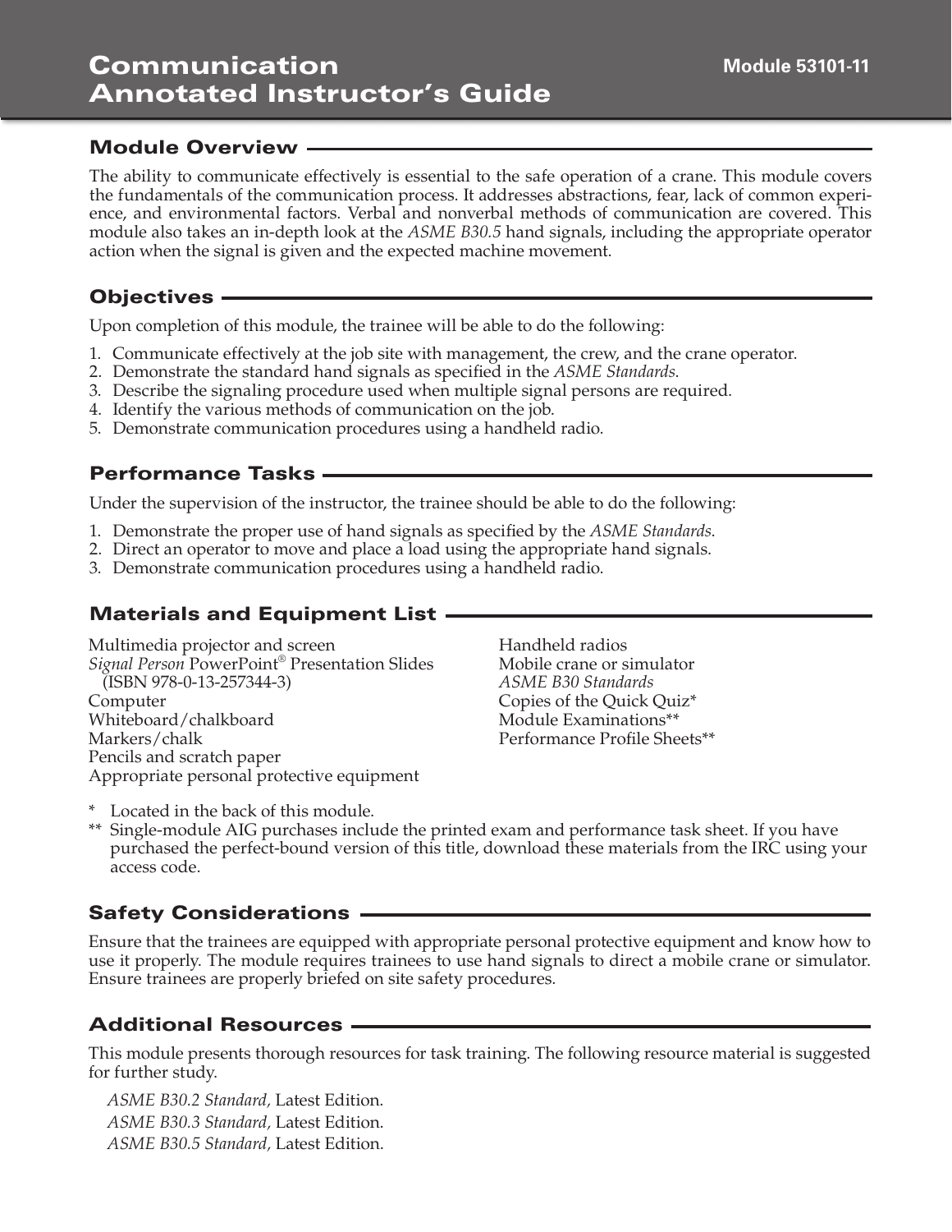# Communication Annotated Instructor's Guide

**Module 53101-11**

## Module Overview

The ability to communicate effectively is essential to the safe operation of a crane. This module covers the fundamentals of the communication process. It addresses abstractions, fear, lack of common experience, and environmental factors. Verbal and nonverbal methods of communication are covered. This module also takes an in-depth look at the *ASME B30.5* hand signals, including the appropriate operator action when the signal is given and the expected machine movement.

## Objectives

Upon completion of this module, the trainee will be able to do the following:

1. Communicate effectively at the job site with management, the crew, and the crane operator.
2. Demonstrate the standard hand signals as specified in the *ASME Standards*.
3. Describe the signaling procedure used when multiple signal persons are required.
4. Identify the various methods of communication on the job.
5. Demonstrate communication procedures using a handheld radio.

## Performance Tasks

Under the supervision of the instructor, the trainee should be able to do the following:

1. Demonstrate the proper use of hand signals as specified by the *ASME Standards*.
2. Direct an operator to move and place a load using the appropriate hand signals.
3. Demonstrate communication procedures using a handheld radio.

## Materials and Equipment List

Multimedia projector and screen
*Signal Person* PowerPoint® Presentation Slides (ISBN 978-0-13-257344-3)
Computer
Whiteboard/chalkboard
Markers/chalk
Pencils and scratch paper
Appropriate personal protective equipment
Handheld radios
Mobile crane or simulator
*ASME B30 Standards*
Copies of the Quick Quiz*
Module Examinations**
Performance Profile Sheets**

\* Located in the back of this module.
\** Single-module AIG purchases include the printed exam and performance task sheet. If you have purchased the perfect-bound version of this title, download these materials from the IRC using your access code.

## Safety Considerations

Ensure that the trainees are equipped with appropriate personal protective equipment and know how to use it properly. The module requires trainees to use hand signals to direct a mobile crane or simulator. Ensure trainees are properly briefed on site safety procedures.

## Additional Resources

This module presents thorough resources for task training. The following resource material is suggested for further study.

*ASME B30.2 Standard,* Latest Edition.
*ASME B30.3 Standard,* Latest Edition.
*ASME B30.5 Standard,* Latest Edition.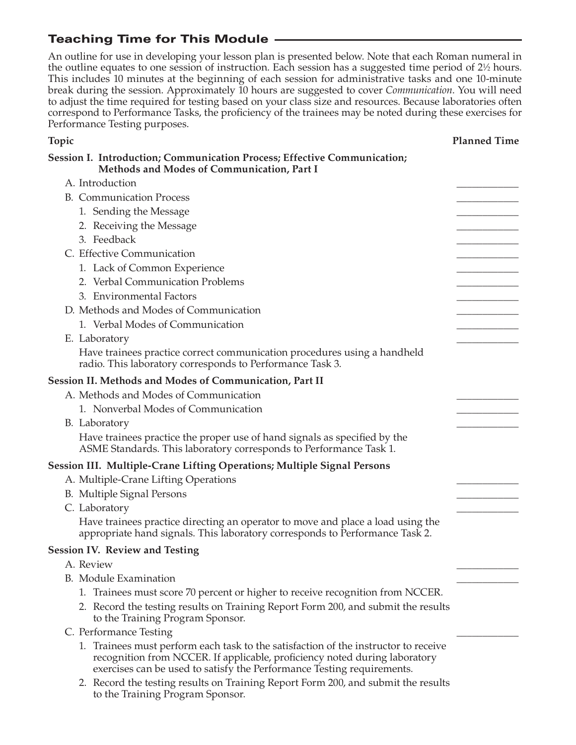## Teaching Time for This Module

An outline for use in developing your lesson plan is presented below. Note that each Roman numeral in the outline equates to one session of instruction. Each session has a suggested time period of 2½ hours. This includes 10 minutes at the beginning of each session for administrative tasks and one 10-minute break during the session. Approximately 10 hours are suggested to cover *Communication*. You will need to adjust the time required for testing based on your class size and resources. Because laboratories often correspond to Performance Tasks, the proficiency of the trainees may be noted during these exercises for Performance Testing purposes.

| Topic | Planned Time |
|---|---|
| **Session I. Introduction; Communication Process; Effective Communication; Methods and Modes of Communication, Part I** | |
| A. Introduction | ____________ |
| B. Communication Process | ____________ |
| 1. Sending the Message | ____________ |
| 2. Receiving the Message | ____________ |
| 3. Feedback | ____________ |
| C. Effective Communication | ____________ |
| 1. Lack of Common Experience | ____________ |
| 2. Verbal Communication Problems | ____________ |
| 3. Environmental Factors | ____________ |
| D. Methods and Modes of Communication | ____________ |
| 1. Verbal Modes of Communication | ____________ |
| E. Laboratory | ____________ |
| Have trainees practice correct communication procedures using a handheld radio. This laboratory corresponds to Performance Task 3. | |
| **Session II. Methods and Modes of Communication, Part II** | |
| A. Methods and Modes of Communication | ____________ |
| 1. Nonverbal Modes of Communication | ____________ |
| B. Laboratory | ____________ |
| Have trainees practice the proper use of hand signals as specified by the ASME Standards. This laboratory corresponds to Performance Task 1. | |
| **Session III. Multiple-Crane Lifting Operations; Multiple Signal Persons** | |
| A. Multiple-Crane Lifting Operations | ____________ |
| B. Multiple Signal Persons | ____________ |
| C. Laboratory | ____________ |
| Have trainees practice directing an operator to move and place a load using the appropriate hand signals. This laboratory corresponds to Performance Task 2. | |
| **Session IV. Review and Testing** | |
| A. Review | ____________ |
| B. Module Examination | ____________ |
| 1. Trainees must score 70 percent or higher to receive recognition from NCCER. | |
| 2. Record the testing results on Training Report Form 200, and submit the results to the Training Program Sponsor. | |
| C. Performance Testing | ____________ |
| 1. Trainees must perform each task to the satisfaction of the instructor to receive recognition from NCCER. If applicable, proficiency noted during laboratory exercises can be used to satisfy the Performance Testing requirements. | |
| 2. Record the testing results on Training Report Form 200, and submit the results to the Training Program Sponsor. | |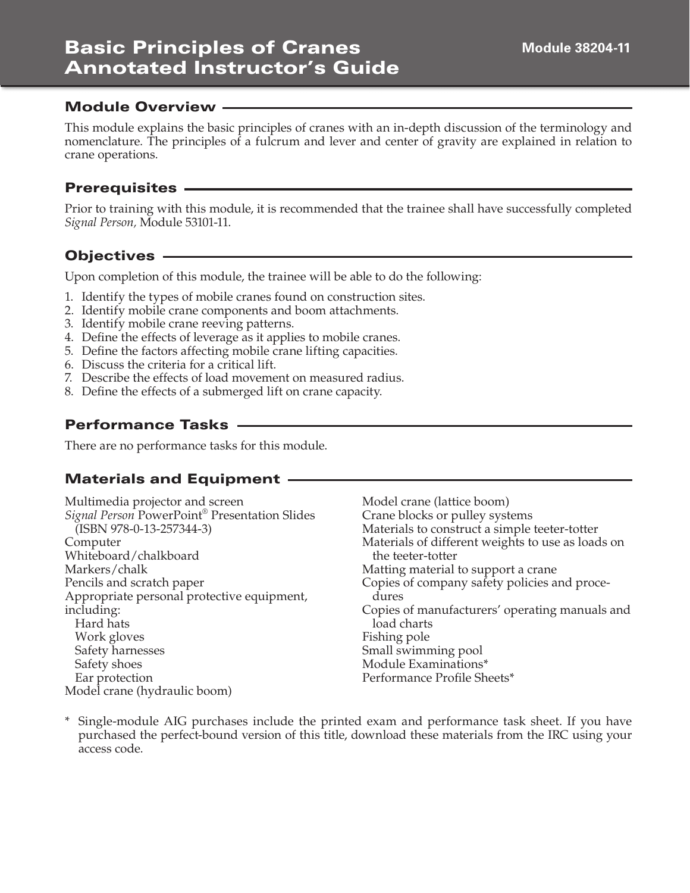# Basic Principles of Cranes Annotated Instructor's Guide

**Module 38204-11**

## Module Overview

This module explains the basic principles of cranes with an in-depth discussion of the terminology and nomenclature. The principles of a fulcrum and lever and center of gravity are explained in relation to crane operations.

## Prerequisites

Prior to training with this module, it is recommended that the trainee shall have successfully completed *Signal Person,* Module 53101-11.

## Objectives

Upon completion of this module, the trainee will be able to do the following:

1. Identify the types of mobile cranes found on construction sites.
2. Identify mobile crane components and boom attachments.
3. Identify mobile crane reeving patterns.
4. Define the effects of leverage as it applies to mobile cranes.
5. Define the factors affecting mobile crane lifting capacities.
6. Discuss the criteria for a critical lift.
7. Describe the effects of load movement on measured radius.
8. Define the effects of a submerged lift on crane capacity.

## Performance Tasks

There are no performance tasks for this module.

## Materials and Equipment

Multimedia projector and screen
*Signal Person* PowerPoint® Presentation Slides (ISBN 978-0-13-257344-3)
Computer
Whiteboard/chalkboard
Markers/chalk
Pencils and scratch paper
Appropriate personal protective equipment, including:
  Hard hats
  Work gloves
  Safety harnesses
  Safety shoes
  Ear protection
Model crane (hydraulic boom)
Model crane (lattice boom)
Crane blocks or pulley systems
Materials to construct a simple teeter-totter
Materials of different weights to use as loads on the teeter-totter
Matting material to support a crane
Copies of company safety policies and procedures
Copies of manufacturers' operating manuals and load charts
Fishing pole
Small swimming pool
Module Examinations*
Performance Profile Sheets*

\* Single-module AIG purchases include the printed exam and performance task sheet. If you have purchased the perfect-bound version of this title, download these materials from the IRC using your access code.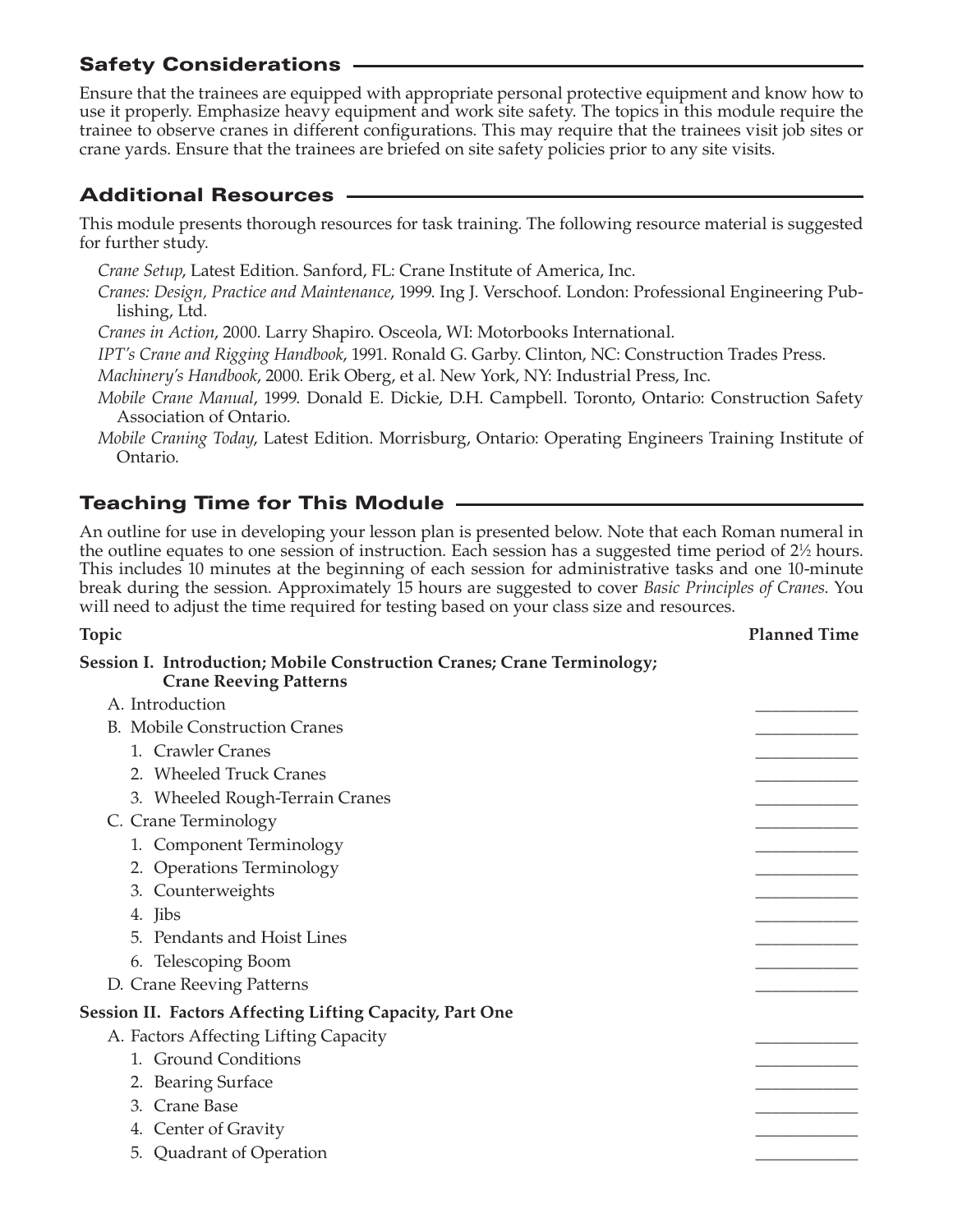## Safety Considerations

Ensure that the trainees are equipped with appropriate personal protective equipment and know how to use it properly. Emphasize heavy equipment and work site safety. The topics in this module require the trainee to observe cranes in different configurations. This may require that the trainees visit job sites or crane yards. Ensure that the trainees are briefed on site safety policies prior to any site visits.

## Additional Resources

This module presents thorough resources for task training. The following resource material is suggested for further study.

*Crane Setup*, Latest Edition. Sanford, FL: Crane Institute of America, Inc.

*Cranes: Design, Practice and Maintenance*, 1999. Ing J. Verschoof. London: Professional Engineering Publishing, Ltd.

*Cranes in Action*, 2000. Larry Shapiro. Osceola, WI: Motorbooks International.

*IPT's Crane and Rigging Handbook*, 1991. Ronald G. Garby. Clinton, NC: Construction Trades Press.

*Machinery's Handbook*, 2000. Erik Oberg, et al. New York, NY: Industrial Press, Inc.

*Mobile Crane Manual*, 1999. Donald E. Dickie, D.H. Campbell. Toronto, Ontario: Construction Safety Association of Ontario.

*Mobile Craning Today*, Latest Edition. Morrisburg, Ontario: Operating Engineers Training Institute of Ontario.

## Teaching Time for This Module

An outline for use in developing your lesson plan is presented below. Note that each Roman numeral in the outline equates to one session of instruction. Each session has a suggested time period of 2½ hours. This includes 10 minutes at the beginning of each session for administrative tasks and one 10-minute break during the session. Approximately 15 hours are suggested to cover *Basic Principles of Cranes*. You will need to adjust the time required for testing based on your class size and resources.

| Topic | Planned Time |
|---|---|
| **Session I. Introduction; Mobile Construction Cranes; Crane Terminology; Crane Reeving Patterns** | |
| A. Introduction | ____________ |
| B. Mobile Construction Cranes | ____________ |
| 1. Crawler Cranes | ____________ |
| 2. Wheeled Truck Cranes | ____________ |
| 3. Wheeled Rough-Terrain Cranes | ____________ |
| C. Crane Terminology | ____________ |
| 1. Component Terminology | ____________ |
| 2. Operations Terminology | ____________ |
| 3. Counterweights | ____________ |
| 4. Jibs | ____________ |
| 5. Pendants and Hoist Lines | ____________ |
| 6. Telescoping Boom | ____________ |
| D. Crane Reeving Patterns | ____________ |
| **Session II. Factors Affecting Lifting Capacity, Part One** | |
| A. Factors Affecting Lifting Capacity | ____________ |
| 1. Ground Conditions | ____________ |
| 2. Bearing Surface | ____________ |
| 3. Crane Base | ____________ |
| 4. Center of Gravity | ____________ |
| 5. Quadrant of Operation | ____________ |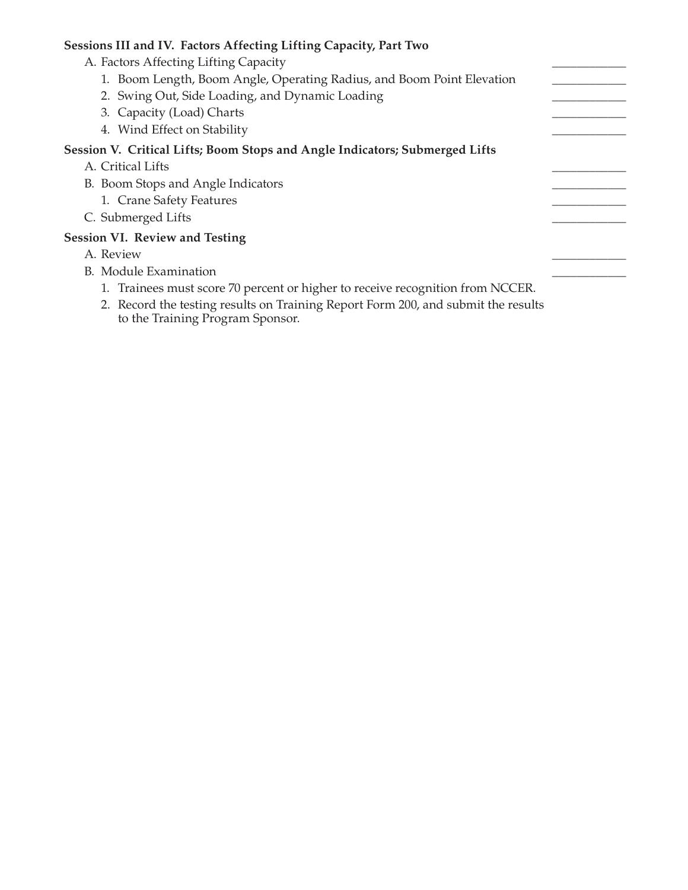**Sessions III and IV. Factors Affecting Lifting Capacity, Part Two**

A. Factors Affecting Lifting Capacity ____________

1. Boom Length, Boom Angle, Operating Radius, and Boom Point Elevation ____________
2. Swing Out, Side Loading, and Dynamic Loading ____________
3. Capacity (Load) Charts ____________
4. Wind Effect on Stability ____________

**Session V. Critical Lifts; Boom Stops and Angle Indicators; Submerged Lifts**

A. Critical Lifts ____________

B. Boom Stops and Angle Indicators ____________

1. Crane Safety Features ____________

C. Submerged Lifts ____________

**Session VI. Review and Testing**

A. Review ____________

B. Module Examination ____________

1. Trainees must score 70 percent or higher to receive recognition from NCCER.
2. Record the testing results on Training Report Form 200, and submit the results to the Training Program Sponsor.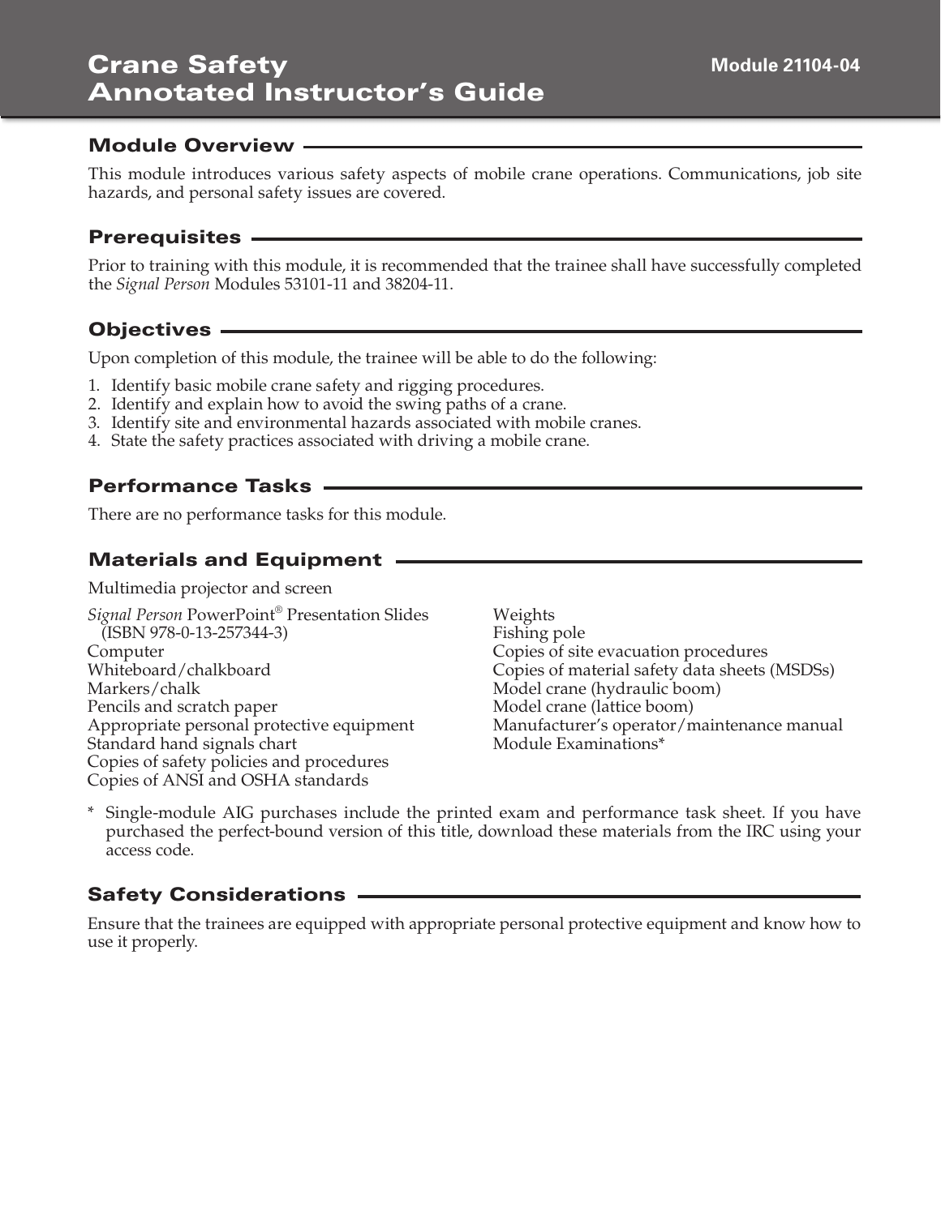# Crane Safety Annotated Instructor's Guide

**Module 21104-04**

## Module Overview

This module introduces various safety aspects of mobile crane operations. Communications, job site hazards, and personal safety issues are covered.

## Prerequisites

Prior to training with this module, it is recommended that the trainee shall have successfully completed the *Signal Person* Modules 53101-11 and 38204-11.

## Objectives

Upon completion of this module, the trainee will be able to do the following:

1. Identify basic mobile crane safety and rigging procedures.
2. Identify and explain how to avoid the swing paths of a crane.
3. Identify site and environmental hazards associated with mobile cranes.
4. State the safety practices associated with driving a mobile crane.

## Performance Tasks

There are no performance tasks for this module.

## Materials and Equipment

Multimedia projector and screen

*Signal Person* PowerPoint® Presentation Slides (ISBN 978-0-13-257344-3)
Computer
Whiteboard/chalkboard
Markers/chalk
Pencils and scratch paper
Appropriate personal protective equipment
Standard hand signals chart
Copies of safety policies and procedures
Copies of ANSI and OSHA standards
Weights
Fishing pole
Copies of site evacuation procedures
Copies of material safety data sheets (MSDSs)
Model crane (hydraulic boom)
Model crane (lattice boom)
Manufacturer's operator/maintenance manual
Module Examinations*

\* Single-module AIG purchases include the printed exam and performance task sheet. If you have purchased the perfect-bound version of this title, download these materials from the IRC using your access code.

## Safety Considerations

Ensure that the trainees are equipped with appropriate personal protective equipment and know how to use it properly.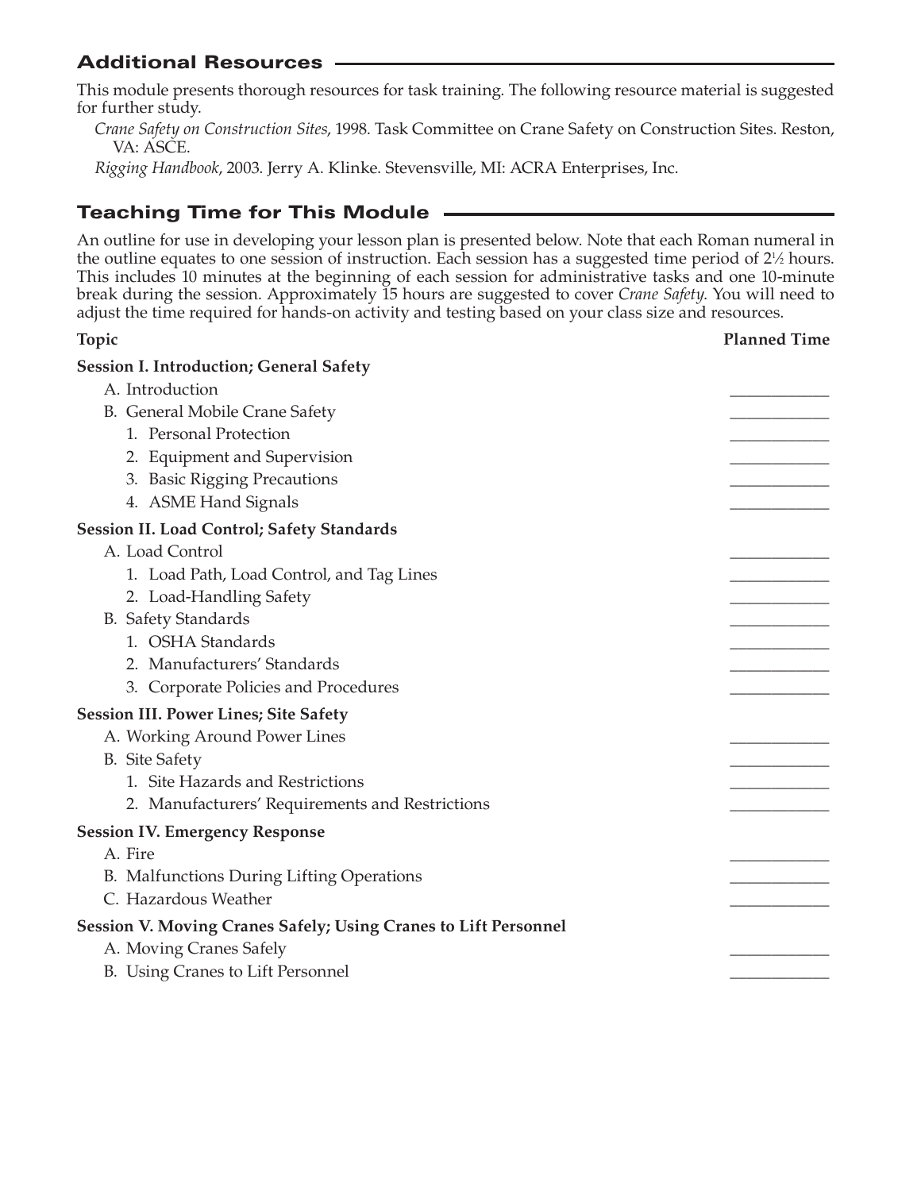## Additional Resources

This module presents thorough resources for task training. The following resource material is suggested for further study.

*Crane Safety on Construction Sites*, 1998. Task Committee on Crane Safety on Construction Sites. Reston, VA: ASCE.

*Rigging Handbook*, 2003. Jerry A. Klinke. Stevensville, MI: ACRA Enterprises, Inc.

## Teaching Time for This Module

An outline for use in developing your lesson plan is presented below. Note that each Roman numeral in the outline equates to one session of instruction. Each session has a suggested time period of 2½ hours. This includes 10 minutes at the beginning of each session for administrative tasks and one 10-minute break during the session. Approximately 15 hours are suggested to cover *Crane Safety*. You will need to adjust the time required for hands-on activity and testing based on your class size and resources.

| Topic | Planned Time |
|---|---|
| **Session I. Introduction; General Safety** | |
| A. Introduction | ____________ |
| B. General Mobile Crane Safety | ____________ |
| 1. Personal Protection | ____________ |
| 2. Equipment and Supervision | ____________ |
| 3. Basic Rigging Precautions | ____________ |
| 4. ASME Hand Signals | ____________ |
| **Session II. Load Control; Safety Standards** | |
| A. Load Control | ____________ |
| 1. Load Path, Load Control, and Tag Lines | ____________ |
| 2. Load-Handling Safety | ____________ |
| B. Safety Standards | ____________ |
| 1. OSHA Standards | ____________ |
| 2. Manufacturers' Standards | ____________ |
| 3. Corporate Policies and Procedures | ____________ |
| **Session III. Power Lines; Site Safety** | |
| A. Working Around Power Lines | ____________ |
| B. Site Safety | ____________ |
| 1. Site Hazards and Restrictions | ____________ |
| 2. Manufacturers' Requirements and Restrictions | ____________ |
| **Session IV. Emergency Response** | |
| A. Fire | ____________ |
| B. Malfunctions During Lifting Operations | ____________ |
| C. Hazardous Weather | ____________ |
| **Session V. Moving Cranes Safely; Using Cranes to Lift Personnel** | |
| A. Moving Cranes Safely | ____________ |
| B. Using Cranes to Lift Personnel | ____________ |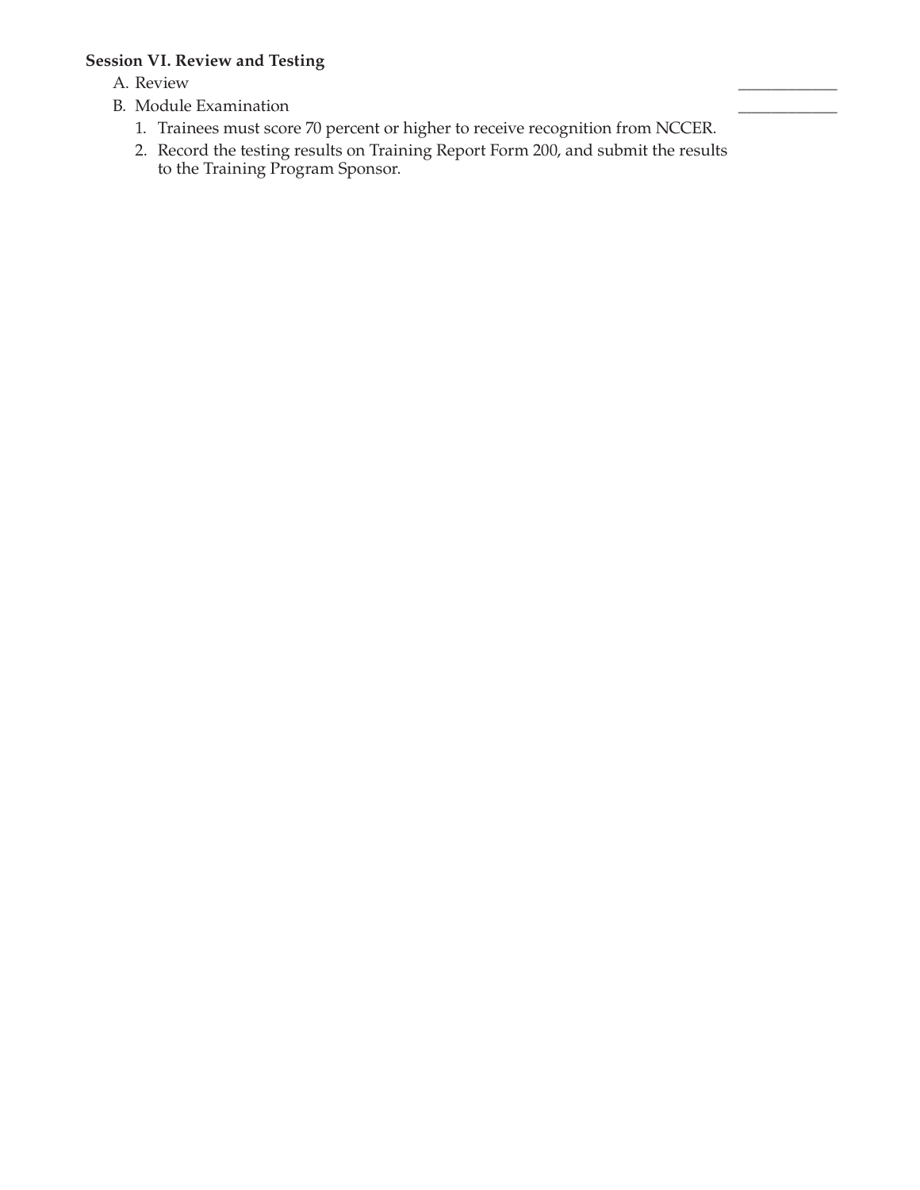**Session VI. Review and Testing**

A. Review \_\_\_\_\_\_\_\_\_\_\_\_

B. Module Examination \_\_\_\_\_\_\_\_\_\_\_\_

1. Trainees must score 70 percent or higher to receive recognition from NCCER.
2. Record the testing results on Training Report Form 200, and submit the results to the Training Program Sponsor.